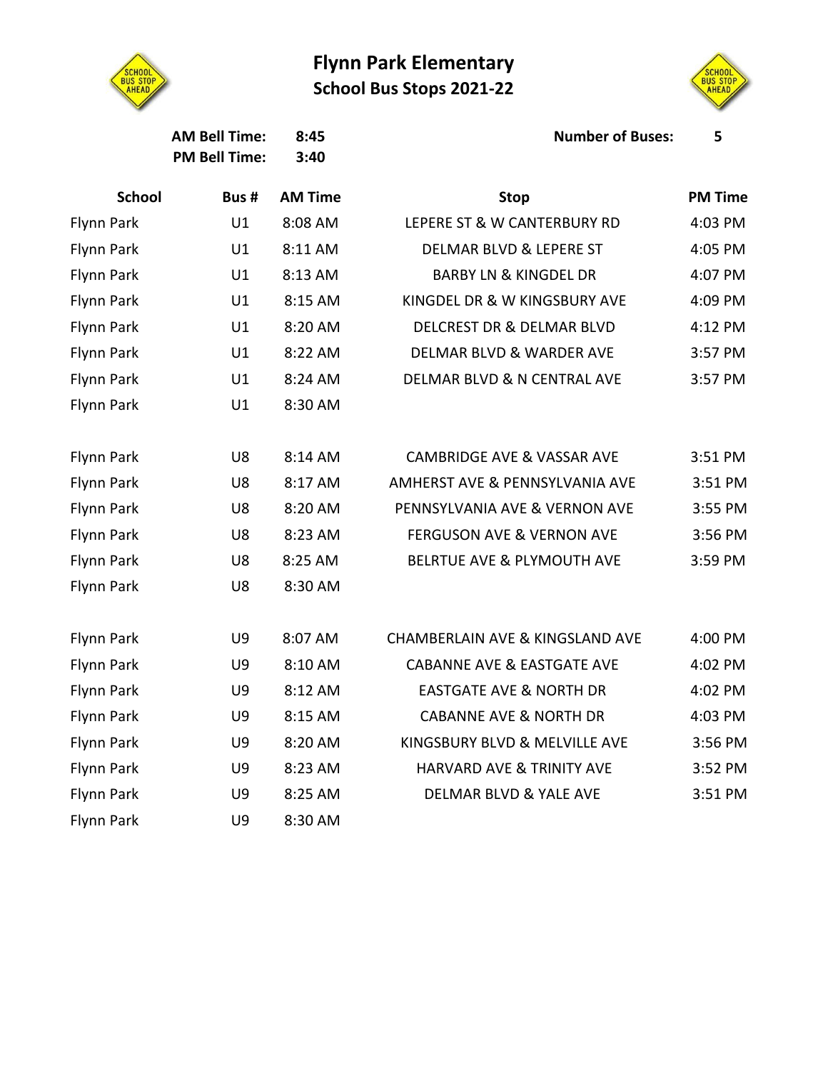# Flynn Park Elementary
## School Bus Stops 2021-22

**AM Bell Time:** 8:45
**PM Bell Time:** 3:40

**Number of Buses:** 5

| School | Bus # | AM Time | Stop | PM Time |
|---|---|---|---|---|
| Flynn Park | U1 | 8:08 AM | LEPERE ST & W CANTERBURY RD | 4:03 PM |
| Flynn Park | U1 | 8:11 AM | DELMAR BLVD & LEPERE ST | 4:05 PM |
| Flynn Park | U1 | 8:13 AM | BARBY LN & KINGDEL DR | 4:07 PM |
| Flynn Park | U1 | 8:15 AM | KINGDEL DR & W KINGSBURY AVE | 4:09 PM |
| Flynn Park | U1 | 8:20 AM | DELCREST DR & DELMAR BLVD | 4:12 PM |
| Flynn Park | U1 | 8:22 AM | DELMAR BLVD & WARDER AVE | 3:57 PM |
| Flynn Park | U1 | 8:24 AM | DELMAR BLVD & N CENTRAL AVE | 3:57 PM |
| Flynn Park | U1 | 8:30 AM | | |
| | | | | |
| Flynn Park | U8 | 8:14 AM | CAMBRIDGE AVE & VASSAR AVE | 3:51 PM |
| Flynn Park | U8 | 8:17 AM | AMHERST AVE & PENNSYLVANIA AVE | 3:51 PM |
| Flynn Park | U8 | 8:20 AM | PENNSYLVANIA AVE & VERNON AVE | 3:55 PM |
| Flynn Park | U8 | 8:23 AM | FERGUSON AVE & VERNON AVE | 3:56 PM |
| Flynn Park | U8 | 8:25 AM | BELRTUE AVE & PLYMOUTH AVE | 3:59 PM |
| Flynn Park | U8 | 8:30 AM | | |
| | | | | |
| Flynn Park | U9 | 8:07 AM | CHAMBERLAIN AVE & KINGSLAND AVE | 4:00 PM |
| Flynn Park | U9 | 8:10 AM | CABANNE AVE & EASTGATE AVE | 4:02 PM |
| Flynn Park | U9 | 8:12 AM | EASTGATE AVE & NORTH DR | 4:02 PM |
| Flynn Park | U9 | 8:15 AM | CABANNE AVE & NORTH DR | 4:03 PM |
| Flynn Park | U9 | 8:20 AM | KINGSBURY BLVD & MELVILLE AVE | 3:56 PM |
| Flynn Park | U9 | 8:23 AM | HARVARD AVE & TRINITY AVE | 3:52 PM |
| Flynn Park | U9 | 8:25 AM | DELMAR BLVD & YALE AVE | 3:51 PM |
| Flynn Park | U9 | 8:30 AM | | |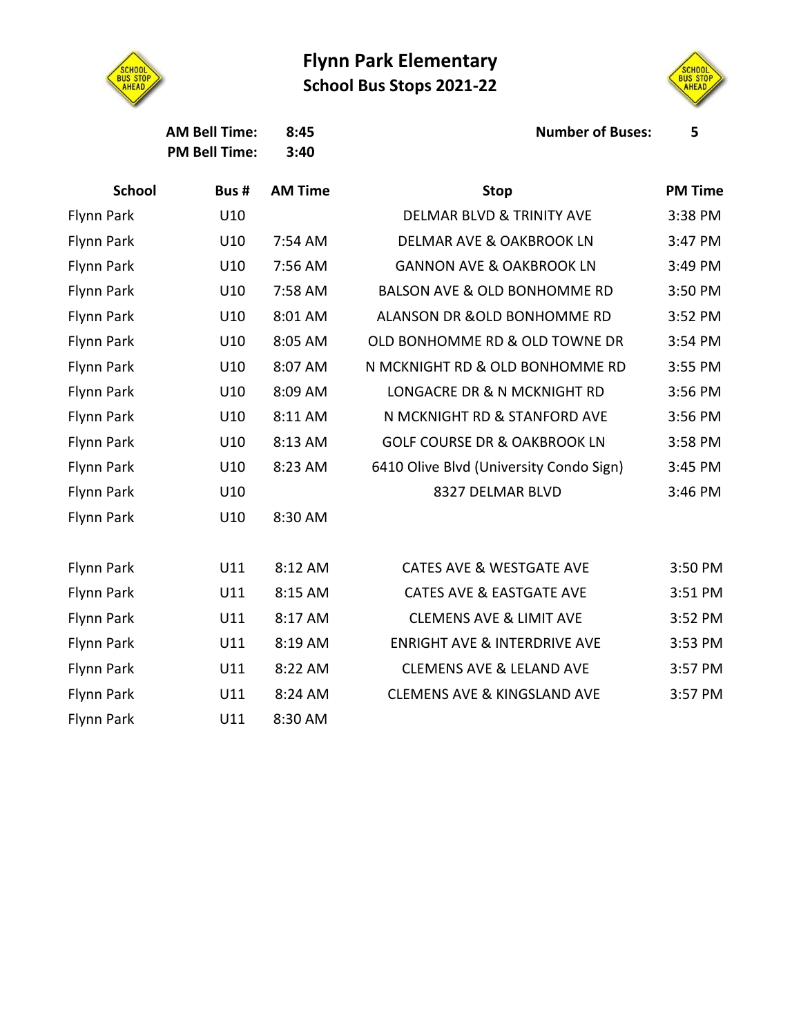# Flynn Park Elementary
## School Bus Stops 2021-22

**AM Bell Time:** 8:45
**PM Bell Time:** 3:40

**Number of Buses:** 5

| School | Bus # | AM Time | Stop | PM Time |
|---|---|---|---|---|
| Flynn Park | U10 | | DELMAR BLVD & TRINITY AVE | 3:38 PM |
| Flynn Park | U10 | 7:54 AM | DELMAR AVE & OAKBROOK LN | 3:47 PM |
| Flynn Park | U10 | 7:56 AM | GANNON AVE & OAKBROOK LN | 3:49 PM |
| Flynn Park | U10 | 7:58 AM | BALSON AVE & OLD BONHOMME RD | 3:50 PM |
| Flynn Park | U10 | 8:01 AM | ALANSON DR &OLD BONHOMME RD | 3:52 PM |
| Flynn Park | U10 | 8:05 AM | OLD BONHOMME RD & OLD TOWNE DR | 3:54 PM |
| Flynn Park | U10 | 8:07 AM | N MCKNIGHT RD & OLD BONHOMME RD | 3:55 PM |
| Flynn Park | U10 | 8:09 AM | LONGACRE DR & N MCKNIGHT RD | 3:56 PM |
| Flynn Park | U10 | 8:11 AM | N MCKNIGHT RD & STANFORD AVE | 3:56 PM |
| Flynn Park | U10 | 8:13 AM | GOLF COURSE DR & OAKBROOK LN | 3:58 PM |
| Flynn Park | U10 | 8:23 AM | 6410 Olive Blvd (University Condo Sign) | 3:45 PM |
| Flynn Park | U10 | | 8327 DELMAR BLVD | 3:46 PM |
| Flynn Park | U10 | 8:30 AM | | |
| | | | | |
| Flynn Park | U11 | 8:12 AM | CATES AVE & WESTGATE AVE | 3:50 PM |
| Flynn Park | U11 | 8:15 AM | CATES AVE & EASTGATE AVE | 3:51 PM |
| Flynn Park | U11 | 8:17 AM | CLEMENS AVE & LIMIT AVE | 3:52 PM |
| Flynn Park | U11 | 8:19 AM | ENRIGHT AVE & INTERDRIVE AVE | 3:53 PM |
| Flynn Park | U11 | 8:22 AM | CLEMENS AVE & LELAND AVE | 3:57 PM |
| Flynn Park | U11 | 8:24 AM | CLEMENS AVE & KINGSLAND AVE | 3:57 PM |
| Flynn Park | U11 | 8:30 AM | | |